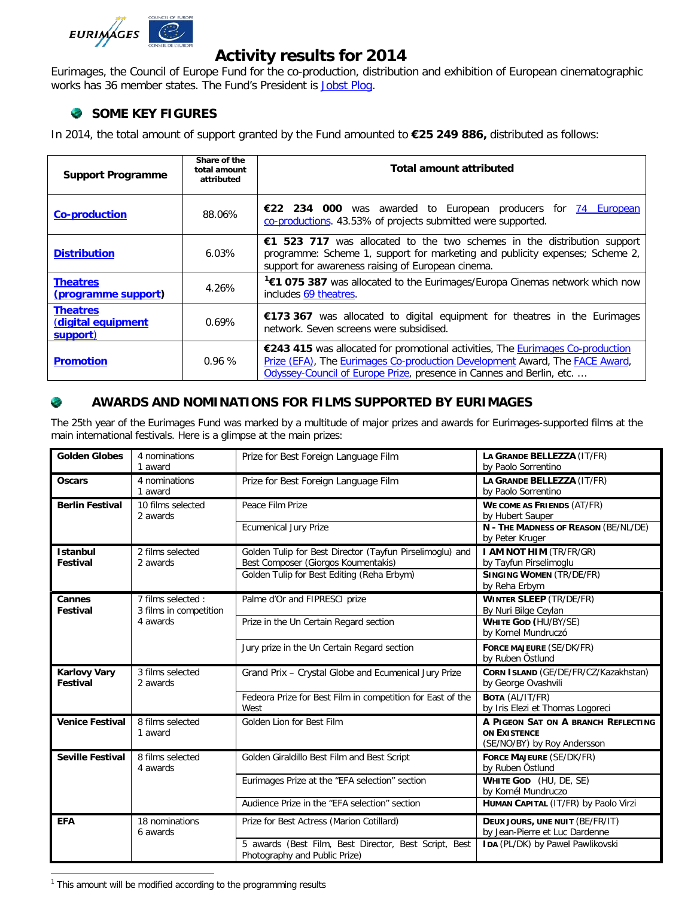# Activity results for 2014

Eurimages, the Council of Europe Fund for the co-production, distribution and exhibition of European cinematographic works has 36 member states. The Fund's President is Jobst Plog.

## SOME KEY FIGURES

In 2014, the total amount of support granted by the Fund amounted to **€25 249 886,** distributed as follows:

| Support Programme | Share of the total amount attributed | Total amount attributed |
|---|---|---|
| **Co-production** | 88.06% | **€22 234 000** was awarded to European producers for 74 European co-productions. 43.53% of projects submitted were supported. |
| **Distribution** | 6.03% | **€1 523 717** was allocated to the two schemes in the distribution support programme: Scheme 1, support for marketing and publicity expenses; Scheme 2, support for awareness raising of European cinema. |
| **Theatres (programme support)** | 4.26% | [1]**€1 075 387** was allocated to the Eurimages/Europa Cinemas network which now includes 69 theatres. |
| **Theatres (digital equipment support)** | 0.69% | **€173 367** was allocated to digital equipment for theatres in the Eurimages network. Seven screens were subsidised. |
| **Promotion** | 0.96 % | **€243 415** was allocated for promotional activities, The Eurimages Co-production Prize (EFA), The Eurimages Co-production Development Award, The FACE Award, Odyssey-Council of Europe Prize, presence in Cannes and Berlin, etc. … |

## AWARDS AND NOMINATIONS FOR FILMS SUPPORTED BY EURIMAGES

The 25th year of the Eurimages Fund was marked by a multitude of major prizes and awards for Eurimages-supported films at the main international festivals. Here is a glimpse at the main prizes:

| | | | |
|---|---|---|---|
| **Golden Globes** | 4 nominations<br>1 award | Prize for Best Foreign Language Film | **LA GRANDE BELLEZZA** (IT/FR)<br>by Paolo Sorrentino |
| **Oscars** | 4 nominations<br>1 award | Prize for Best Foreign Language Film | **LA GRANDE BELLEZZA** (IT/FR)<br>by Paolo Sorrentino |
| **Berlin Festival** | 10 films selected<br>2 awards | Peace Film Prize | **WE COME AS FRIENDS** (AT/FR)<br>by Hubert Sauper |
| | | Ecumenical Jury Prize | **N - THE MADNESS OF REASON** (BE/NL/DE)<br>by Peter Kruger |
| **Istanbul Festival** | 2 films selected<br>2 awards | Golden Tulip for Best Director (Tayfun Pirselimoglu) and Best Composer (Giorgos Koumentakis) | **I AM NOT HIM** (TR/FR/GR)<br>by Tayfun Pirselimoglu |
| | | Golden Tulip for Best Editing (Reha Erbym) | **SINGING WOMEN** (TR/DE/FR)<br>by Reha Erbym |
| **Cannes Festival** | 7 films selected :<br>3 films in competition<br>4 awards | Palme d'Or and FIPRESCI prize | **WINTER SLEEP** (TR/DE/FR)<br>By Nuri Bilge Ceylan |
| | | Prize in the Un Certain Regard section | **WHITE GOD** (HU/BY/SE)<br>by Kornel Mundruczó |
| | | Jury prize in the Un Certain Regard section | **FORCE MAJEURE** (SE/DK/FR)<br>by Ruben Östlund |
| **Karlovy Vary Festival** | 3 films selected<br>2 awards | Grand Prix – Crystal Globe and Ecumenical Jury Prize | **CORN ISLAND** (GE/DE/FR/CZ/Kazakhstan)<br>by George Ovashvili |
| | | Fedeora Prize for Best Film in competition for East of the West | **BOTA** (AL/IT/FR)<br>by Iris Elezi et Thomas Logoreci |
| **Venice Festival** | 8 films selected<br>1 award | Golden Lion for Best Film | **A PIGEON SAT ON A BRANCH REFLECTING ON EXISTENCE**<br>(SE/NO/BY) by Roy Andersson |
| **Seville Festival** | 8 films selected<br>4 awards | Golden Giraldillo Best Film and Best Script | **FORCE MAJEURE** (SE/DK/FR)<br>by Ruben Östlund |
| | | Eurimages Prize at the "EFA selection" section | **WHITE GOD** (HU, DE, SE)<br>by Kornél Mundruczo |
| | | Audience Prize in the "EFA selection" section | **HUMAN CAPITAL** (IT/FR) by Paolo Virzi |
| **EFA** | 18 nominations<br>6 awards | Prize for Best Actress (Marion Cotillard) | **DEUX JOURS, UNE NUIT** (BE/FR/IT)<br>by Jean-Pierre et Luc Dardenne |
| | | 5 awards (Best Film, Best Director, Best Script, Best Photography and Public Prize) | **IDA** (PL/DK) by Pawel Pawlikovski |

[1] This amount will be modified according to the programming results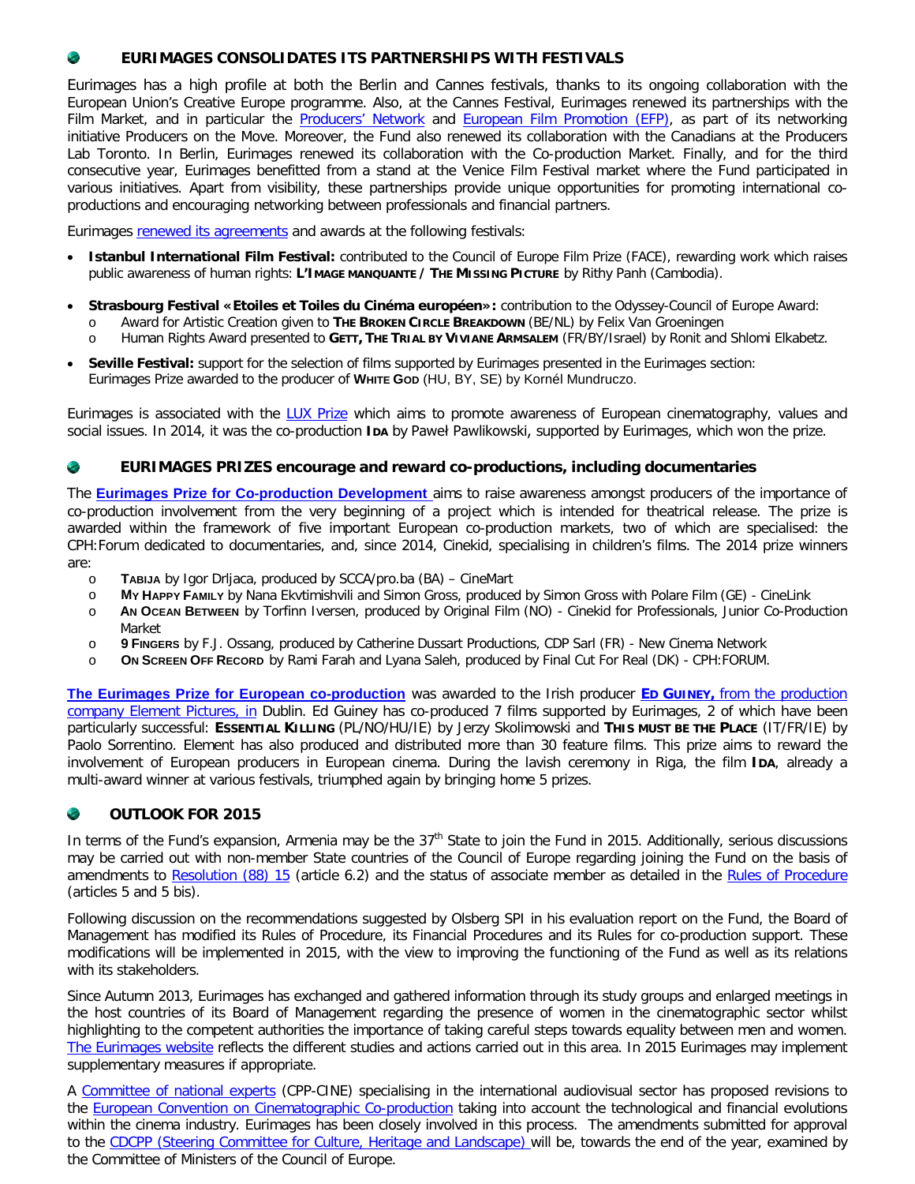## EURIMAGES CONSOLIDATES ITS PARTNERSHIPS WITH FESTIVALS

Eurimages has a high profile at both the Berlin and Cannes festivals, thanks to its ongoing collaboration with the European Union's Creative Europe programme. Also, at the Cannes Festival, Eurimages renewed its partnerships with the Film Market, and in particular the Producers' Network and European Film Promotion (EFP), as part of its networking initiative Producers on the Move. Moreover, the Fund also renewed its collaboration with the Canadians at the Producers Lab Toronto. In Berlin, Eurimages renewed its collaboration with the Co-production Market. Finally, and for the third consecutive year, Eurimages benefitted from a stand at the Venice Film Festival market where the Fund participated in various initiatives. Apart from visibility, these partnerships provide unique opportunities for promoting international co-productions and encouraging networking between professionals and financial partners.

Eurimages renewed its agreements and awards at the following festivals:

- **Istanbul International Film Festival:** contributed to the Council of Europe Film Prize (FACE), rewarding work which raises public awareness of human rights: **L'IMAGE MANQUANTE / THE MISSING PICTURE** by Rithy Panh (Cambodia).

- **Strasbourg Festival «Etoiles et Toiles du Cinéma européen»:** contribution to the Odyssey-Council of Europe Award:
  - Award for Artistic Creation given to **THE BROKEN CIRCLE BREAKDOWN** (BE/NL) by Felix Van Groeningen
  - Human Rights Award presented to **GETT, THE TRIAL BY VIVIANE ARMSALEM** (FR/BY/Israel) by Ronit and Shlomi Elkabetz.

- **Seville Festival:** support for the selection of films supported by Eurimages presented in the Eurimages section: Eurimages Prize awarded to the producer of **WHITE GOD** (HU, BY, SE) by Kornél Mundruczo.

Eurimages is associated with the LUX Prize which aims to promote awareness of European cinematography, values and social issues. In 2014, it was the co-production **IDA** by Paweł Pawlikowski, supported by Eurimages, which won the prize.

## EURIMAGES PRIZES encourage and reward co-productions, including documentaries

The **Eurimages Prize for Co-production Development** aims to raise awareness amongst producers of the importance of co-production involvement from the very beginning of a project which is intended for theatrical release. The prize is awarded within the framework of five important European co-production markets, two of which are specialised: the CPH:Forum dedicated to documentaries, and, since 2014, Cinekid, specialising in children's films. The 2014 prize winners are:

- **TABIJA** by Igor Drljaca, produced by SCCA/pro.ba (BA) – CineMart
- **MY HAPPY FAMILY** by Nana Ekvtimishvili and Simon Gross, produced by Simon Gross with Polare Film (GE) - CineLink
- **AN OCEAN BETWEEN** by Torfinn Iversen, produced by Original Film (NO) - Cinekid for Professionals, Junior Co-Production Market
- **9 FINGERS** by F.J. Ossang, produced by Catherine Dussart Productions, CDP Sarl (FR) - New Cinema Network
- **ON SCREEN OFF RECORD** by Rami Farah and Lyana Saleh, produced by Final Cut For Real (DK) - CPH:FORUM.

**The Eurimages Prize for European co-production** was awarded to the Irish producer **ED GUINEY,** from the production company Element Pictures, in Dublin. Ed Guiney has co-produced 7 films supported by Eurimages, 2 of which have been particularly successful: **ESSENTIAL KILLING** (PL/NO/HU/IE) by Jerzy Skolimowski and **THIS MUST BE THE PLACE** (IT/FR/IE) by Paolo Sorrentino. Element has also produced and distributed more than 30 feature films. This prize aims to reward the involvement of European producers in European cinema. During the lavish ceremony in Riga, the film **IDA**, already a multi-award winner at various festivals, triumphed again by bringing home 5 prizes.

## OUTLOOK FOR 2015

In terms of the Fund's expansion, Armenia may be the 37th State to join the Fund in 2015. Additionally, serious discussions may be carried out with non-member State countries of the Council of Europe regarding joining the Fund on the basis of amendments to Resolution (88) 15 (article 6.2) and the status of associate member as detailed in the Rules of Procedure (articles 5 and 5 bis).

Following discussion on the recommendations suggested by Olsberg SPI in his evaluation report on the Fund, the Board of Management has modified its Rules of Procedure, its Financial Procedures and its Rules for co-production support. These modifications will be implemented in 2015, with the view to improving the functioning of the Fund as well as its relations with its stakeholders.

Since Autumn 2013, Eurimages has exchanged and gathered information through its study groups and enlarged meetings in the host countries of its Board of Management regarding the presence of women in the cinematographic sector whilst highlighting to the competent authorities the importance of taking careful steps towards equality between men and women. The Eurimages website reflects the different studies and actions carried out in this area. In 2015 Eurimages may implement supplementary measures if appropriate.

A Committee of national experts (CPP-CINE) specialising in the international audiovisual sector has proposed revisions to the European Convention on Cinematographic Co-production taking into account the technological and financial evolutions within the cinema industry. Eurimages has been closely involved in this process. The amendments submitted for approval to the CDCPP (Steering Committee for Culture, Heritage and Landscape) will be, towards the end of the year, examined by the Committee of Ministers of the Council of Europe.